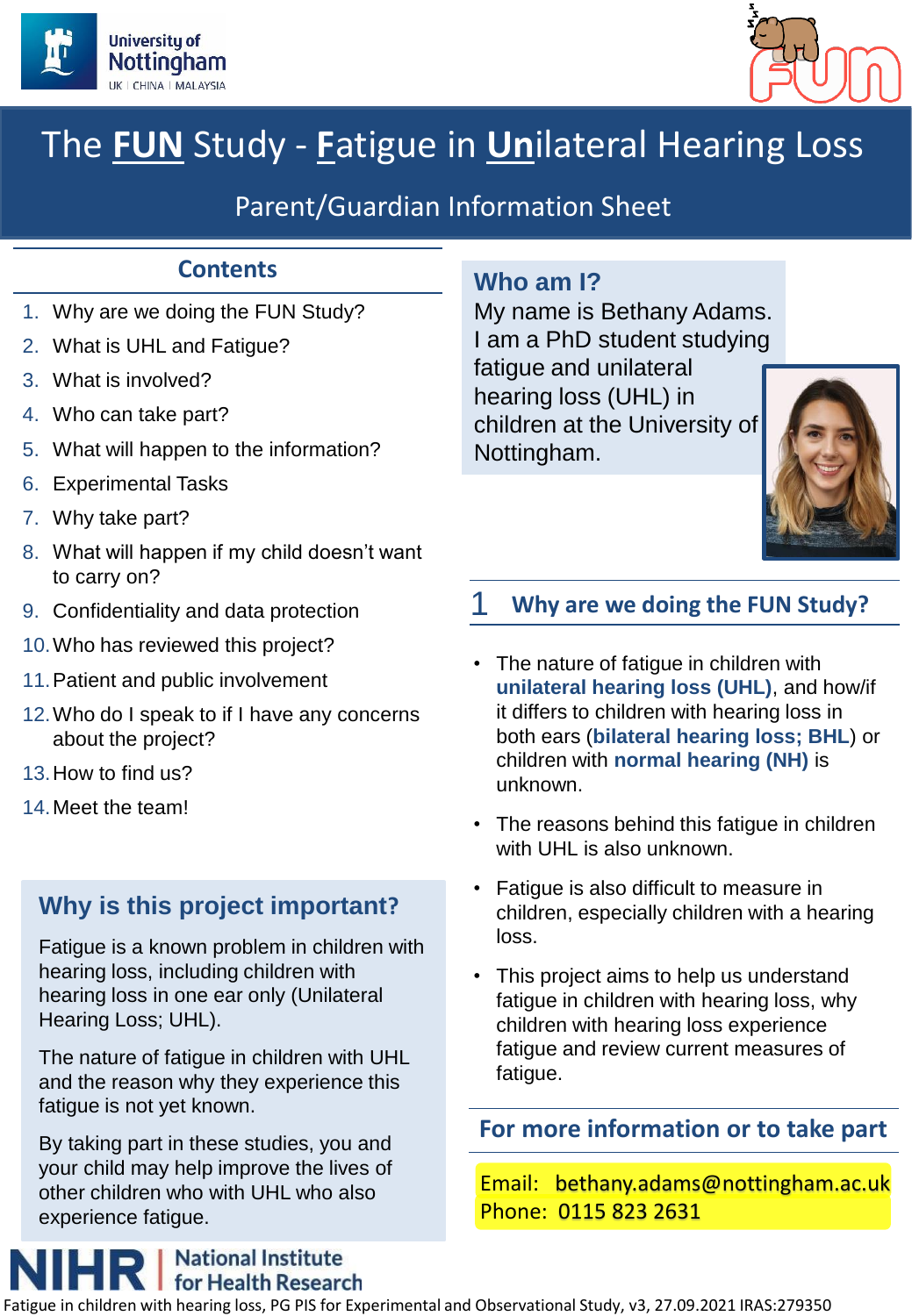# The FUN Study - Fatigue in Unilateral Hearing Loss

## Parent/Guardian Information Sheet

### Contents

1. Why are we doing the FUN Study?
2. What is UHL and Fatigue?
3. What is involved?
4. Who can take part?
5. What will happen to the information?
6. Experimental Tasks
7. Why take part?
8. What will happen if my child doesn't want to carry on?
9. Confidentiality and data protection
10. Who has reviewed this project?
11. Patient and public involvement
12. Who do I speak to if I have any concerns about the project?
13. How to find us?
14. Meet the team!

### Why is this project important?

Fatigue is a known problem in children with hearing loss, including children with hearing loss in one ear only (Unilateral Hearing Loss; UHL).

The nature of fatigue in children with UHL and the reason why they experience this fatigue is not yet known.

By taking part in these studies, you and your child may help improve the lives of other children who with UHL who also experience fatigue.

### Who am I?

My name is Bethany Adams. I am a PhD student studying fatigue and unilateral hearing loss (UHL) in children at the University of Nottingham.

## 1 Why are we doing the FUN Study?

- The nature of fatigue in children with **unilateral hearing loss (UHL)**, and how/if it differs to children with hearing loss in both ears (**bilateral hearing loss; BHL**) or children with **normal hearing (NH)** is unknown.
- The reasons behind this fatigue in children with UHL is also unknown.
- Fatigue is also difficult to measure in children, especially children with a hearing loss.
- This project aims to help us understand fatigue in children with hearing loss, why children with hearing loss experience fatigue and review current measures of fatigue.

### For more information or to take part

Email: bethany.adams@nottingham.ac.uk
Phone: 0115 823 2631

NIHR | National Institute for Health Research

Fatigue in children with hearing loss, PG PIS for Experimental and Observational Study, v3, 27.09.2021 IRAS:279350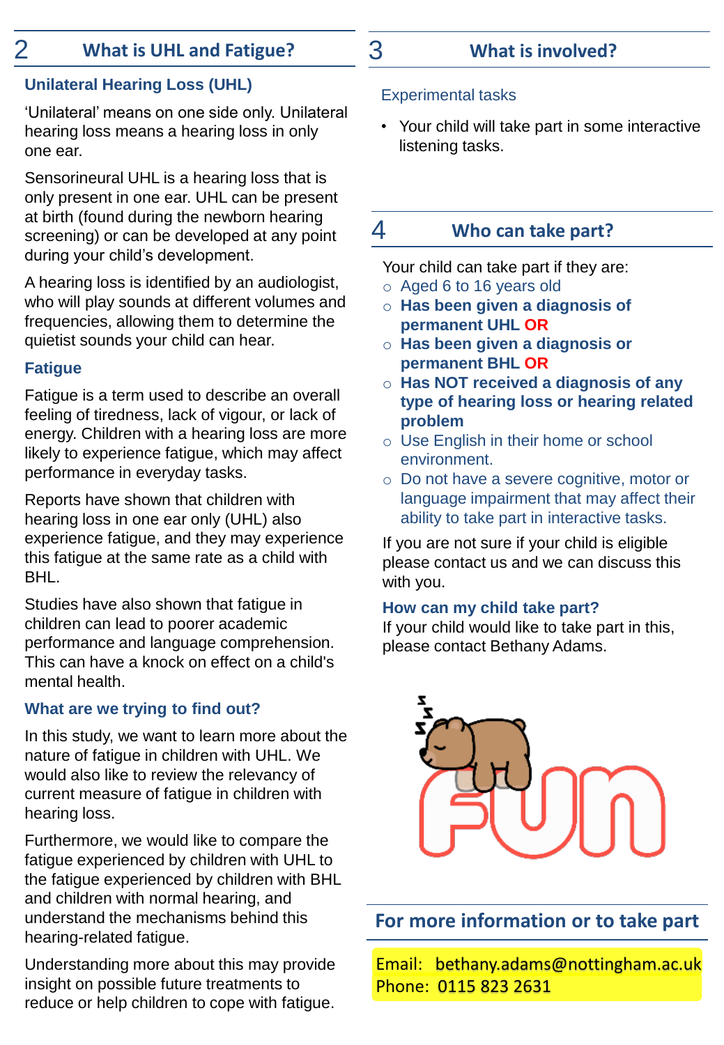## 2 What is UHL and Fatigue?

### Unilateral Hearing Loss (UHL)

'Unilateral' means on one side only. Unilateral hearing loss means a hearing loss in only one ear.

Sensorineural UHL is a hearing loss that is only present in one ear. UHL can be present at birth (found during the newborn hearing screening) or can be developed at any point during your child's development.

A hearing loss is identified by an audiologist, who will play sounds at different volumes and frequencies, allowing them to determine the quietist sounds your child can hear.

### Fatigue

Fatigue is a term used to describe an overall feeling of tiredness, lack of vigour, or lack of energy. Children with a hearing loss are more likely to experience fatigue, which may affect performance in everyday tasks.

Reports have shown that children with hearing loss in one ear only (UHL) also experience fatigue, and they may experience this fatigue at the same rate as a child with BHL.

Studies have also shown that fatigue in children can lead to poorer academic performance and language comprehension. This can have a knock on effect on a child's mental health.

### What are we trying to find out?

In this study, we want to learn more about the nature of fatigue in children with UHL. We would also like to review the relevancy of current measure of fatigue in children with hearing loss.

Furthermore, we would like to compare the fatigue experienced by children with UHL to the fatigue experienced by children with BHL and children with normal hearing, and understand the mechanisms behind this hearing-related fatigue.

Understanding more about this may provide insight on possible future treatments to reduce or help children to cope with fatigue.

## 3 What is involved?

### Experimental tasks

- Your child will take part in some interactive listening tasks.

## 4 Who can take part?

Your child can take part if they are:

- Aged 6 to 16 years old
- **Has been given a diagnosis of permanent UHL OR**
- **Has been given a diagnosis or permanent BHL OR**
- **Has NOT received a diagnosis of any type of hearing loss or hearing related problem**
- Use English in their home or school environment.
- Do not have a severe cognitive, motor or language impairment that may affect their ability to take part in interactive tasks.

If you are not sure if your child is eligible please contact us and we can discuss this with you.

### How can my child take part?

If your child would like to take part in this, please contact Bethany Adams.

FUN

## For more information or to take part

Email: bethany.adams@nottingham.ac.uk
Phone: 0115 823 2631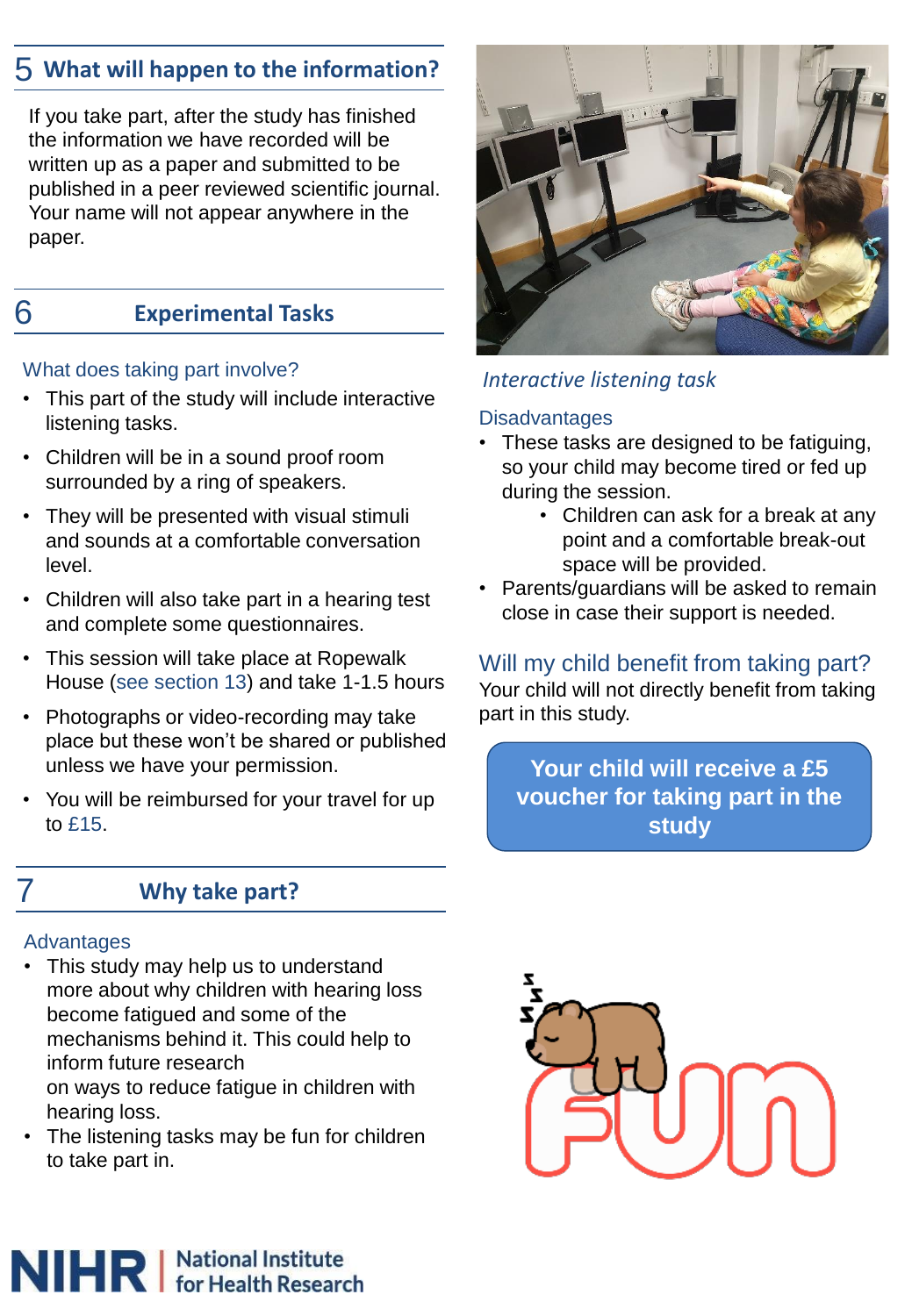## 5 What will happen to the information?

If you take part, after the study has finished the information we have recorded will be written up as a paper and submitted to be published in a peer reviewed scientific journal. Your name will not appear anywhere in the paper.

## 6 Experimental Tasks

### What does taking part involve?

- This part of the study will include interactive listening tasks.
- Children will be in a sound proof room surrounded by a ring of speakers.
- They will be presented with visual stimuli and sounds at a comfortable conversation level.
- Children will also take part in a hearing test and complete some questionnaires.
- This session will take place at Ropewalk House (see section 13) and take 1-1.5 hours
- Photographs or video-recording may take place but these won't be shared or published unless we have your permission.
- You will be reimbursed for your travel for up to £15.

*Interactive listening task*

## 7 Why take part?

### Advantages

- This study may help us to understand more about why children with hearing loss become fatigued and some of the mechanisms behind it. This could help to inform future research on ways to reduce fatigue in children with hearing loss.
- The listening tasks may be fun for children to take part in.

### Disadvantages

- These tasks are designed to be fatiguing, so your child may become tired or fed up during the session.
    - Children can ask for a break at any point and a comfortable break-out space will be provided.
- Parents/guardians will be asked to remain close in case their support is needed.

### Will my child benefit from taking part?

Your child will not directly benefit from taking part in this study.

**Your child will receive a £5 voucher for taking part in the study**

FUN

NIHR | National Institute for Health Research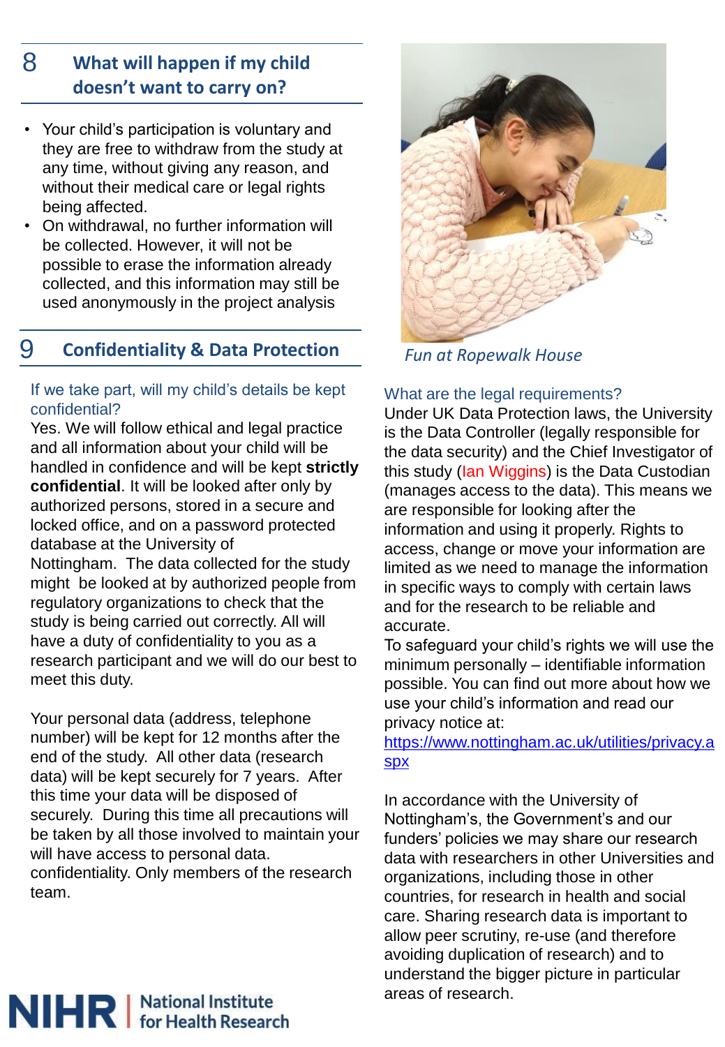## 8 What will happen if my child doesn't want to carry on?

- Your child's participation is voluntary and they are free to withdraw from the study at any time, without giving any reason, and without their medical care or legal rights being affected.
- On withdrawal, no further information will be collected. However, it will not be possible to erase the information already collected, and this information may still be used anonymously in the project analysis

## 9 Confidentiality & Data Protection

### If we take part, will my child's details be kept confidential?

Yes. We will follow ethical and legal practice and all information about your child will be handled in confidence and will be kept **strictly confidential**. It will be looked after only by authorized persons, stored in a secure and locked office, and on a password protected database at the University of Nottingham. The data collected for the study might be looked at by authorized people from regulatory organizations to check that the study is being carried out correctly. All will have a duty of confidentiality to you as a research participant and we will do our best to meet this duty.

Your personal data (address, telephone number) will be kept for 12 months after the end of the study. All other data (research data) will be kept securely for 7 years. After this time your data will be disposed of securely. During this time all precautions will be taken by all those involved to maintain your will have access to personal data. confidentiality. Only members of the research team.

*Fun at Ropewalk House*

### What are the legal requirements?

Under UK Data Protection laws, the University is the Data Controller (legally responsible for the data security) and the Chief Investigator of this study (Ian Wiggins) is the Data Custodian (manages access to the data). This means we are responsible for looking after the information and using it properly. Rights to access, change or move your information are limited as we need to manage the information in specific ways to comply with certain laws and for the research to be reliable and accurate.

To safeguard your child's rights we will use the minimum personally – identifiable information possible. You can find out more about how we use your child's information and read our privacy notice at: https://www.nottingham.ac.uk/utilities/privacy.aspx

In accordance with the University of Nottingham's, the Government's and our funders' policies we may share our research data with researchers in other Universities and organizations, including those in other countries, for research in health and social care. Sharing research data is important to allow peer scrutiny, re-use (and therefore avoiding duplication of research) and to understand the bigger picture in particular areas of research.

NIHR | National Institute for Health Research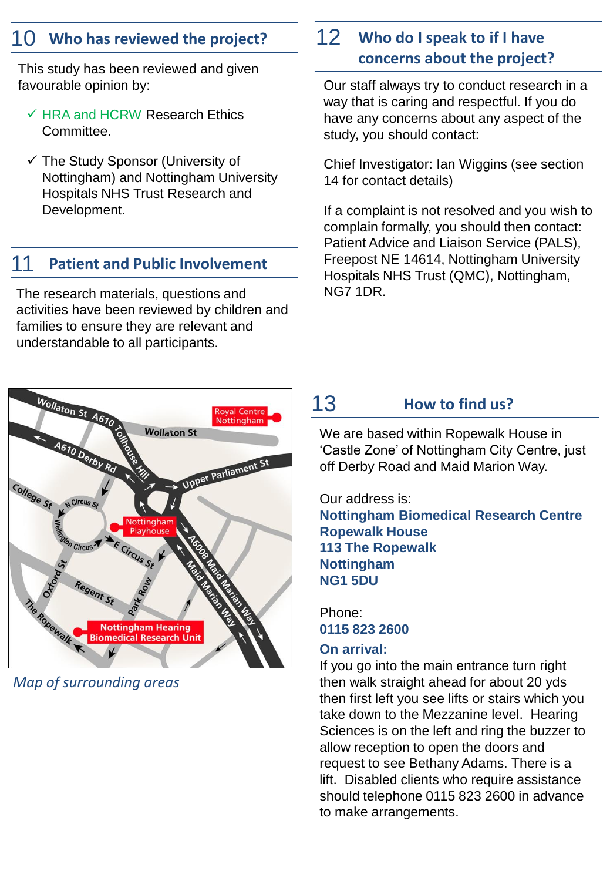## 10 Who has reviewed the project?

This study has been reviewed and given favourable opinion by:

- ✓ HRA and HCRW Research Ethics Committee.
- ✓ The Study Sponsor (University of Nottingham) and Nottingham University Hospitals NHS Trust Research and Development.

## 11 Patient and Public Involvement

The research materials, questions and activities have been reviewed by children and families to ensure they are relevant and understandable to all participants.

*Map of surrounding areas*

## 12 Who do I speak to if I have concerns about the project?

Our staff always try to conduct research in a way that is caring and respectful. If you do have any concerns about any aspect of the study, you should contact:

Chief Investigator: Ian Wiggins (see section 14 for contact details)

If a complaint is not resolved and you wish to complain formally, you should then contact: Patient Advice and Liaison Service (PALS), Freepost NE 14614, Nottingham University Hospitals NHS Trust (QMC), Nottingham, NG7 1DR.

## 13 How to find us?

We are based within Ropewalk House in 'Castle Zone' of Nottingham City Centre, just off Derby Road and Maid Marion Way.

Our address is:
**Nottingham Biomedical Research Centre**
**Ropewalk House**
**113 The Ropewalk**
**Nottingham**
**NG1 5DU**

Phone:
**0115 823 2600**

**On arrival:**
If you go into the main entrance turn right then walk straight ahead for about 20 yds then first left you see lifts or stairs which you take down to the Mezzanine level. Hearing Sciences is on the left and ring the buzzer to allow reception to open the doors and request to see Bethany Adams. There is a lift. Disabled clients who require assistance should telephone 0115 823 2600 in advance to make arrangements.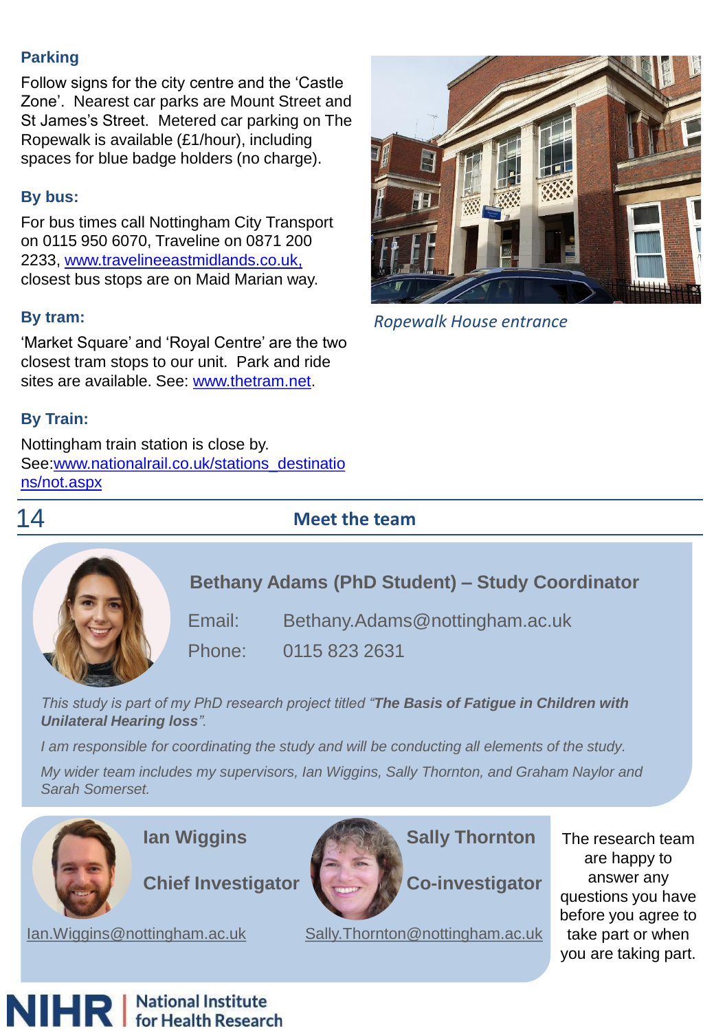### Parking

Follow signs for the city centre and the 'Castle Zone'. Nearest car parks are Mount Street and St James's Street. Metered car parking on The Ropewalk is available (£1/hour), including spaces for blue badge holders (no charge).

### By bus:

For bus times call Nottingham City Transport on 0115 950 6070, Traveline on 0871 200 2233, www.travelineeastmidlands.co.uk, closest bus stops are on Maid Marian way.

### By tram:

'Market Square' and 'Royal Centre' are the two closest tram stops to our unit. Park and ride sites are available. See: www.thetram.net.

### By Train:

Nottingham train station is close by. See:www.nationalrail.co.uk/stations_destinations/not.aspx

*Ropewalk House entrance*

## Meet the team

### Bethany Adams (PhD Student) – Study Coordinator

Email: Bethany.Adams@nottingham.ac.uk

Phone: 0115 823 2631

*This study is part of my PhD research project titled "**The Basis of Fatigue in Children with Unilateral Hearing loss**".*

*I am responsible for coordinating the study and will be conducting all elements of the study.*

*My wider team includes my supervisors, Ian Wiggins, Sally Thornton, and Graham Naylor and Sarah Somerset.*

### Ian Wiggins

**Chief Investigator**

Ian.Wiggins@nottingham.ac.uk

### Sally Thornton

**Co-investigator**

Sally.Thornton@nottingham.ac.uk

The research team are happy to answer any questions you have before you agree to take part or when you are taking part.

NIHR | National Institute for Health Research